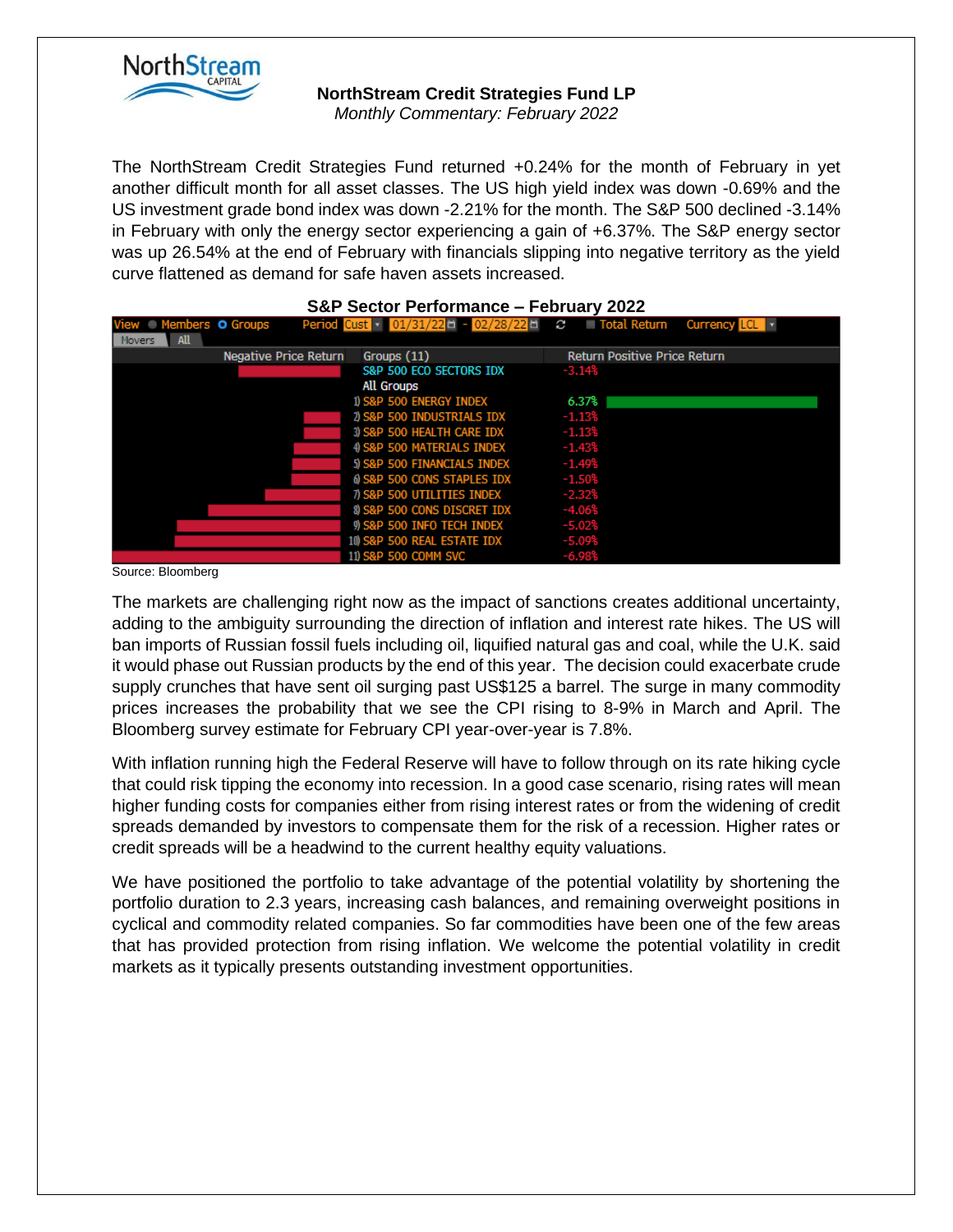**NorthStream Credit Strategies Fund LP**
*Monthly Commentary: February 2022*

The NorthStream Credit Strategies Fund returned +0.24% for the month of February in yet another difficult month for all asset classes. The US high yield index was down -0.69% and the US investment grade bond index was down -2.21% for the month. The S&P 500 declined -3.14% in February with only the energy sector experiencing a gain of +6.37%. The S&P energy sector was up 26.54% at the end of February with financials slipping into negative territory as the yield curve flattened as demand for safe haven assets increased.

**S&P Sector Performance – February 2022**

| Groups (11) | Return |
|---|---|
| S&P 500 ECO SECTORS IDX | -3.14% |
| **All Groups** | |
| 1) S&P 500 ENERGY INDEX | 6.37% |
| 2) S&P 500 INDUSTRIALS IDX | -1.13% |
| 3) S&P 500 HEALTH CARE IDX | -1.13% |
| 4) S&P 500 MATERIALS INDEX | -1.43% |
| 5) S&P 500 FINANCIALS INDEX | -1.49% |
| 6) S&P 500 CONS STAPLES IDX | -1.50% |
| 7) S&P 500 UTILITIES INDEX | -2.32% |
| 8) S&P 500 CONS DISCRET IDX | -4.06% |
| 9) S&P 500 INFO TECH INDEX | -5.02% |
| 10) S&P 500 REAL ESTATE IDX | -5.09% |
| 11) S&P 500 COMM SVC | -6.98% |

Source: Bloomberg

The markets are challenging right now as the impact of sanctions creates additional uncertainty, adding to the ambiguity surrounding the direction of inflation and interest rate hikes. The US will ban imports of Russian fossil fuels including oil, liquified natural gas and coal, while the U.K. said it would phase out Russian products by the end of this year. The decision could exacerbate crude supply crunches that have sent oil surging past US$125 a barrel. The surge in many commodity prices increases the probability that we see the CPI rising to 8-9% in March and April. The Bloomberg survey estimate for February CPI year-over-year is 7.8%.

With inflation running high the Federal Reserve will have to follow through on its rate hiking cycle that could risk tipping the economy into recession. In a good case scenario, rising rates will mean higher funding costs for companies either from rising interest rates or from the widening of credit spreads demanded by investors to compensate them for the risk of a recession. Higher rates or credit spreads will be a headwind to the current healthy equity valuations.

We have positioned the portfolio to take advantage of the potential volatility by shortening the portfolio duration to 2.3 years, increasing cash balances, and remaining overweight positions in cyclical and commodity related companies. So far commodities have been one of the few areas that has provided protection from rising inflation. We welcome the potential volatility in credit markets as it typically presents outstanding investment opportunities.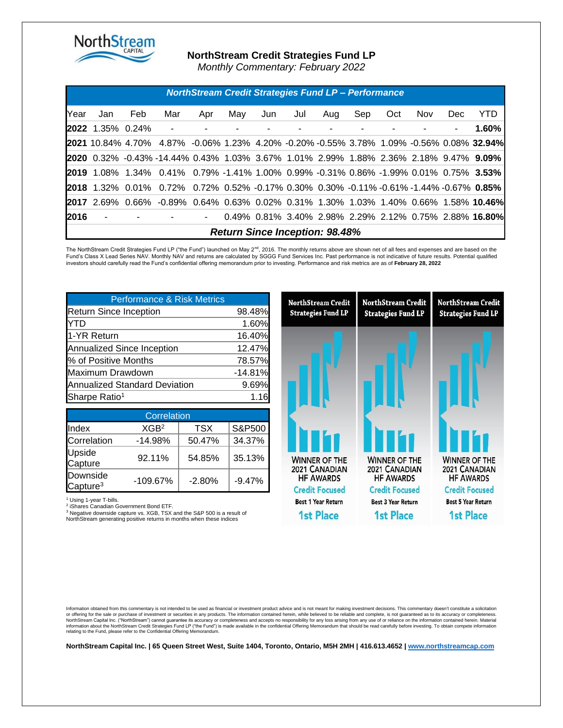# NorthStream Credit Strategies Fund LP

*Monthly Commentary: February 2022*

| NorthStream Credit Strategies Fund LP – Performance | | | | | | | | | | | | | |
|---|---|---|---|---|---|---|---|---|---|---|---|---|---|
| Year | Jan | Feb | Mar | Apr | May | Jun | Jul | Aug | Sep | Oct | Nov | Dec | YTD |
| **2022** | 1.35% | 0.24% | - | - | - | - | - | - | - | - | - | - | **1.60%** |
| **2021** | 10.84% | 4.70% | 4.87% | -0.06% | 1.23% | 4.20% | -0.20% | -0.55% | 3.78% | 1.09% | -0.56% | 0.08% | **32.94%** |
| **2020** | 0.32% | -0.43% | -14.44% | 0.43% | 1.03% | 3.67% | 1.01% | 2.99% | 1.88% | 2.36% | 2.18% | 9.47% | **9.09%** |
| **2019** | 1.08% | 1.34% | 0.41% | 0.79% | -1.41% | 1.00% | 0.99% | -0.31% | 0.86% | -1.99% | 0.01% | 0.75% | **3.53%** |
| **2018** | 1.32% | 0.01% | 0.72% | 0.72% | 0.52% | -0.17% | 0.30% | 0.30% | -0.11% | -0.61% | -1.44% | -0.67% | **0.85%** |
| **2017** | 2.69% | 0.66% | -0.89% | 0.64% | 0.63% | 0.02% | 0.31% | 1.30% | 1.03% | 1.40% | 0.66% | 1.58% | **10.46%** |
| **2016** | - | - | - | - | 0.49% | 0.81% | 3.40% | 2.98% | 2.29% | 2.12% | 0.75% | 2.88% | **16.80%** |
| ***Return Since Inception: 98.48%*** | | | | | | | | | | | | | |

The NorthStream Credit Strategies Fund LP ("the Fund") launched on May 2nd, 2016. The monthly returns above are shown net of all fees and expenses and are based on the Fund's Class X Lead Series NAV. Monthly NAV and returns are calculated by SGGG Fund Services Inc. Past performance is not indicative of future results. Potential qualified investors should carefully read the Fund's confidential offering memorandum prior to investing. Performance and risk metrics are as of **February 28, 2022**

| Performance & Risk Metrics | |
|---|---|
| Return Since Inception | 98.48% |
| YTD | 1.60% |
| 1-YR Return | 16.40% |
| Annualized Since Inception | 12.47% |
| % of Positive Months | 78.57% |
| Maximum Drawdown | -14.81% |
| Annualized Standard Deviation | 9.69% |
| Sharpe Ratio[1] | 1.16 |

| Correlation | | | |
|---|---|---|---|
| Index | XGB[2] | TSX | S&P500 |
| Correlation | -14.98% | 50.47% | 34.37% |
| Upside Capture | 92.11% | 54.85% | 35.13% |
| Downside Capture[3] | -109.67% | -2.80% | -9.47% |

[1] Using 1-year T-bills.
[2] iShares Canadian Government Bond ETF.
[3] Negative downside capture vs. XGB, TSX and the S&P 500 is a result of NorthStream generating positive returns in months when these indices

NorthStream Credit Strategies Fund LP
WINNER OF THE 2021 CANADIAN HF AWARDS
Credit Focused
Best 1 Year Return
1st Place

NorthStream Credit Strategies Fund LP
WINNER OF THE 2021 CANADIAN HF AWARDS
Credit Focused
Best 3 Year Return
1st Place

NorthStream Credit Strategies Fund LP
WINNER OF THE 2021 CANADIAN HF AWARDS
Credit Focused
Best 5 Year Return
1st Place

Information obtained from this commentary is not intended to be used as financial or investment product advice and is not meant for making investment decisions. This commentary doesn't constitute a solicitation or offering for the sale or purchase of investment or securities in any products. The information contained herein, while believed to be reliable and complete, is not guaranteed as to its accuracy or completeness. NorthStream Capital Inc. ("NorthStream") cannot guarantee its accuracy or completeness and accepts no responsibility for any loss arising from any use of or reliance on the information contained herein. Material information about the NorthStream Credit Strategies Fund LP ("the Fund") is made available in the confidential Offering Memorandum that should be read carefully before investing. To obtain compete information relating to the Fund, please refer to the Confidential Offering Memorandum.

**NorthStream Capital Inc. | 65 Queen Street West, Suite 1404, Toronto, Ontario, M5H 2MH | 416.613.4652 | www.northstreamcap.com**